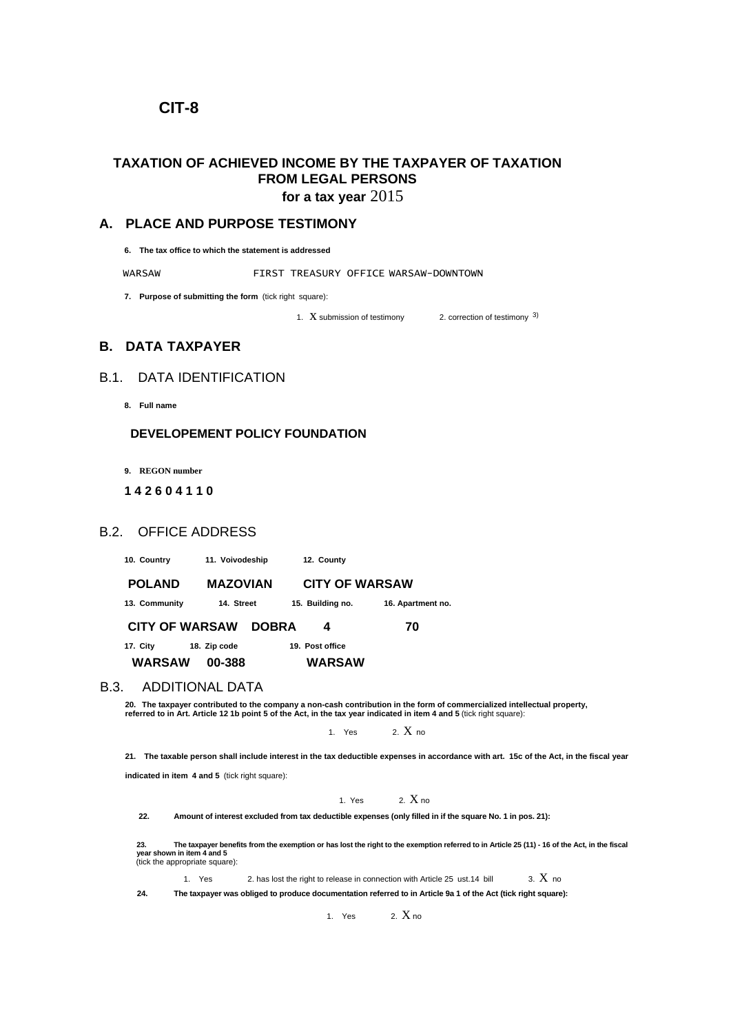# CIT-8

## TAXATION OF ACHIEVED INCOME BY THE TAXPAYER OF TAXATION FROM LEGAL PERSONS

**for a tax year** 2015

## A. PLACE AND PURPOSE TESTIMONY

**6. The tax office to which the statement is addressed**

WARSAW FIRST TREASURY OFFICE WARSAW-DOWNTOWN

**7. Purpose of submitting the form** (tick right square):

1. X submission of testimony 2. correction of testimony 3)

## B. DATA TAXPAYER

### B.1. DATA IDENTIFICATION

**8. Full name**

**DEVELOPEMENT POLICY FOUNDATION**

**9. REGON number**

**1 4 2 6 0 4 1 1 0**

### B.2. OFFICE ADDRESS

| 10. Country | 11. Voivodeship | 12. County | |
|---|---|---|---|
| **POLAND** | **MAZOVIAN** | **CITY OF WARSAW** | |
| **13. Community** | **14. Street** | **15. Building no.** | **16. Apartment no.** |
| **CITY OF WARSAW** | **DOBRA** | **4** | **70** |
| **17. City** | **18. Zip code** | **19. Post office** | |
| **WARSAW** | **00-388** | **WARSAW** | |

### B.3. ADDITIONAL DATA

**20. The taxpayer contributed to the company a non-cash contribution in the form of commercialized intellectual property, referred to in Art. Article 12 1b point 5 of the Act, in the tax year indicated in item 4 and 5** (tick right square):

1. Yes 2. X no

**21. The taxable person shall include interest in the tax deductible expenses in accordance with art. 15c of the Act, in the fiscal year indicated in item 4 and 5** (tick right square):

1. Yes 2. X no

**22. Amount of interest excluded from tax deductible expenses (only filled in if the square No. 1 in pos. 21):**

**23. The taxpayer benefits from the exemption or has lost the right to the exemption referred to in Article 25 (11) - 16 of the Act, in the fiscal year shown in item 4 and 5**
(tick the appropriate square):

1. Yes 2. has lost the right to release in connection with Article 25 ust.14 bill 3. X no

**24. The taxpayer was obliged to produce documentation referred to in Article 9a 1 of the Act (tick right square):**

1. Yes 2. X no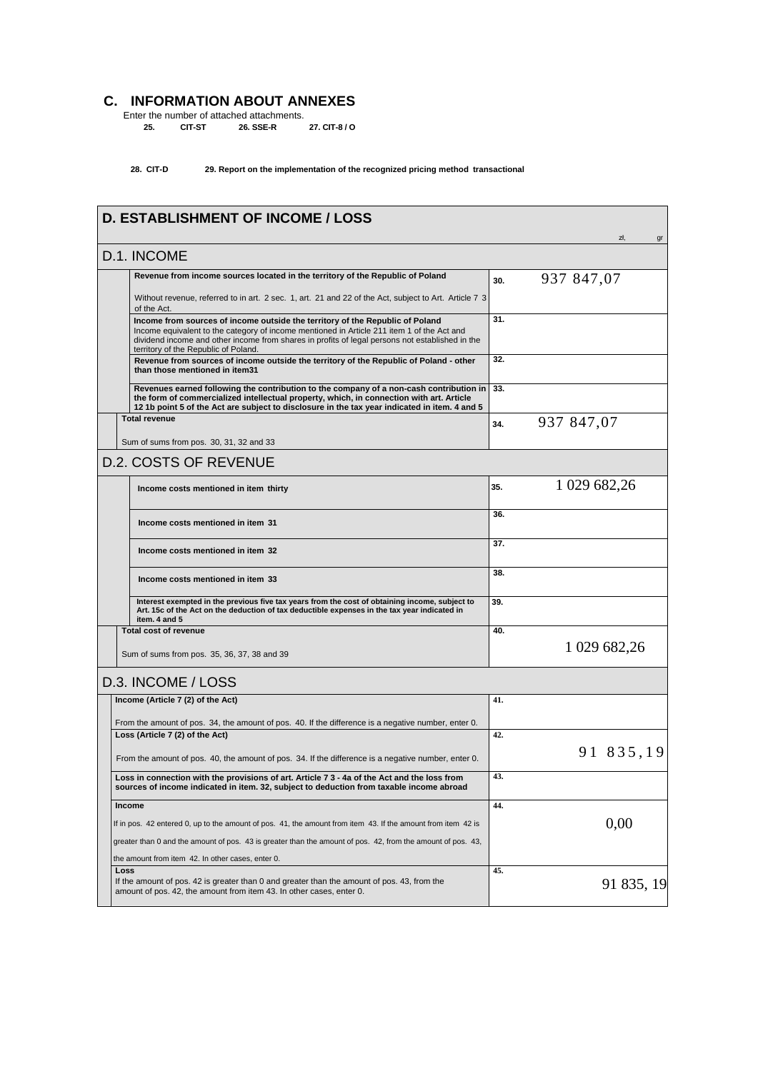## C. INFORMATION ABOUT ANNEXES

Enter the number of attached attachments.

**25. CIT-ST** **26. SSE-R** **27. CIT-8 / O**

**28. CIT-D** **29. Report on the implementation of the recognized pricing method transactional**

## D. ESTABLISHMENT OF INCOME / LOSS

zł, gr

### D.1. INCOME

| Description | No. | Amount |
|---|---|---|
| **Revenue from income sources located in the territory of the Republic of Poland** <br> Without revenue, referred to in art. 2 sec. 1, art. 21 and 22 of the Act, subject to Art. Article 7 3 of the Act. | 30. | 937 847,07 |
| **Income from sources of income outside the territory of the Republic of Poland** <br> Income equivalent to the category of income mentioned in Article 211 item 1 of the Act and dividend income and other income from shares in profits of legal persons not established in the territory of the Republic of Poland. | 31. | |
| **Revenue from sources of income outside the territory of the Republic of Poland - other than those mentioned in item31** | 32. | |
| **Revenues earned following the contribution to the company of a non-cash contribution in the form of commercialized intellectual property, which, in connection with art. Article 12 1b point 5 of the Act are subject to disclosure in the tax year indicated in item. 4 and 5** | 33. | |
| **Total revenue** <br> Sum of sums from pos. 30, 31, 32 and 33 | 34. | 937 847,07 |

### D.2. COSTS OF REVENUE

| Description | No. | Amount |
|---|---|---|
| **Income costs mentioned in item thirty** | 35. | 1 029 682,26 |
| **Income costs mentioned in item 31** | 36. | |
| **Income costs mentioned in item 32** | 37. | |
| **Income costs mentioned in item 33** | 38. | |
| **Interest exempted in the previous five tax years from the cost of obtaining income, subject to Art. 15c of the Act on the deduction of tax deductible expenses in the tax year indicated in item. 4 and 5** | 39. | |
| **Total cost of revenue** <br> Sum of sums from pos. 35, 36, 37, 38 and 39 | 40. | 1 029 682,26 |

### D.3. INCOME / LOSS

| Description | No. | Amount |
|---|---|---|
| **Income (Article 7 (2) of the Act)** <br> From the amount of pos. 34, the amount of pos. 40. If the difference is a negative number, enter 0. | 41. | |
| **Loss (Article 7 (2) of the Act)** <br> From the amount of pos. 40, the amount of pos. 34. If the difference is a negative number, enter 0. | 42. | 91 835,19 |
| **Loss in connection with the provisions of art. Article 7 3 - 4a of the Act and the loss from sources of income indicated in item. 32, subject to deduction from taxable income abroad** | 43. | |
| **Income** <br> If in pos. 42 entered 0, up to the amount of pos. 41, the amount from item 43. If the amount from item 42 is greater than 0 and the amount of pos. 43 is greater than the amount of pos. 42, from the amount of pos. 43, the amount from item 42. In other cases, enter 0. | 44. | 0,00 |
| **Loss** <br> If the amount of pos. 42 is greater than 0 and greater than the amount of pos. 43, from the amount of pos. 42, the amount from item 43. In other cases, enter 0. | 45. | 91 835, 19 |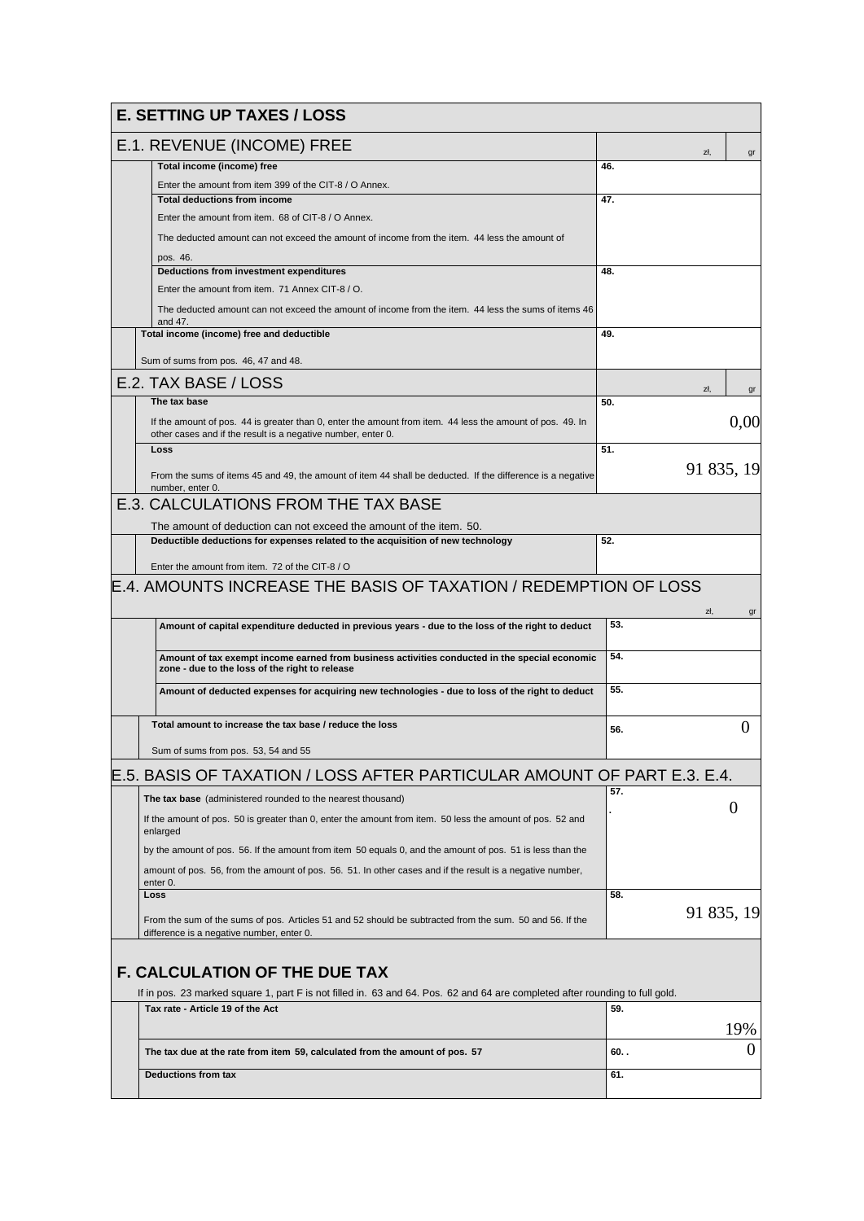## E. SETTING UP TAXES / LOSS

| E.1. REVENUE (INCOME) FREE | zł, gr |
|---|---|
| **Total income (income) free**<br>Enter the amount from item 399 of the CIT-8 / O Annex. | 46. |
| **Total deductions from income**<br>Enter the amount from item. 68 of CIT-8 / O Annex.<br>The deducted amount can not exceed the amount of income from the item. 44 less the amount of pos. 46. | 47. |
| **Deductions from investment expenditures**<br>Enter the amount from item. 71 Annex CIT-8 / O.<br>The deducted amount can not exceed the amount of income from the item. 44 less the sums of items 46 and 47. | 48. |
| **Total income (income) free and deductible**<br>Sum of sums from pos. 46, 47 and 48. | 49. |

| E.2. TAX BASE / LOSS | zł, gr |
|---|---|
| **The tax base**<br>If the amount of pos. 44 is greater than 0, enter the amount from item. 44 less the amount of pos. 49. In other cases and if the result is a negative number, enter 0. | 50. 0,00 |
| **Loss**<br>From the sums of items 45 and 49, the amount of item 44 shall be deducted. If the difference is a negative number, enter 0. | 51. 91 835, 19 |

| E.3. CALCULATIONS FROM THE TAX BASE<br>The amount of deduction can not exceed the amount of the item. 50. | |
|---|---|
| **Deductible deductions for expenses related to the acquisition of new technology**<br>Enter the amount from item. 72 of the CIT-8 / O | 52. |

| E.4. AMOUNTS INCREASE THE BASIS OF TAXATION / REDEMPTION OF LOSS | zł, gr |
|---|---|
| **Amount of capital expenditure deducted in previous years - due to the loss of the right to deduct** | 53. |
| **Amount of tax exempt income earned from business activities conducted in the special economic zone - due to the loss of the right to release** | 54. |
| **Amount of deducted expenses for acquiring new technologies - due to loss of the right to deduct** | 55. |
| **Total amount to increase the tax base / reduce the loss**<br>Sum of sums from pos. 53, 54 and 55 | 56. 0 |

| E.5. BASIS OF TAXATION / LOSS AFTER PARTICULAR AMOUNT OF PART E.3. E.4. | |
|---|---|
| **The tax base** (administered rounded to the nearest thousand)<br>If the amount of pos. 50 is greater than 0, enter the amount from item. 50 less the amount of pos. 52 and enlarged<br>by the amount of pos. 56. If the amount from item 50 equals 0, and the amount of pos. 51 is less than the<br>amount of pos. 56, from the amount of pos. 56. 51. In other cases and if the result is a negative number, enter 0. | 57. . 0 |
| **Loss**<br>From the sum of the sums of pos. Articles 51 and 52 should be subtracted from the sum. 50 and 56. If the difference is a negative number, enter 0. | 58. 91 835, 19 |

## F. CALCULATION OF THE DUE TAX

If in pos. 23 marked square 1, part F is not filled in. 63 and 64. Pos. 62 and 64 are completed after rounding to full gold.

| | |
|---|---|
| **Tax rate - Article 19 of the Act** | 59. 19% |
| **The tax due at the rate from item 59, calculated from the amount of pos. 57** | 60. . 0 |
| **Deductions from tax** | 61. |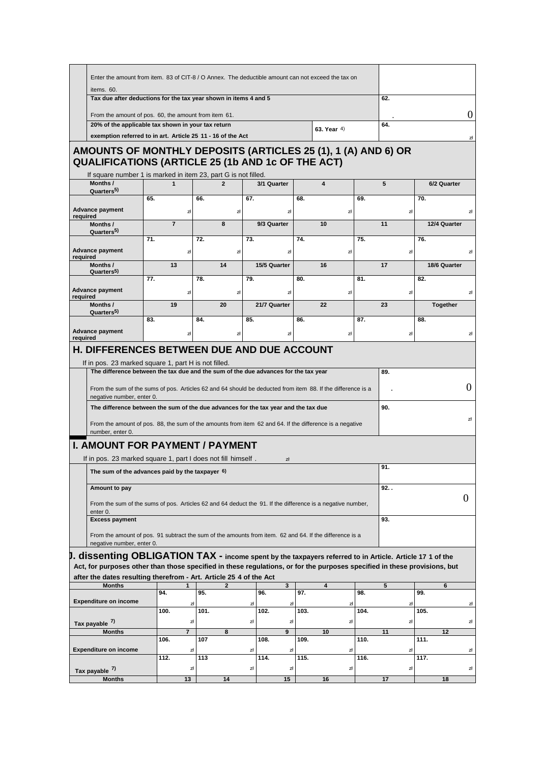| | | |
|---|---|---|
| Enter the amount from item. 83 of CIT-8 / O Annex. The deductible amount can not exceed the tax on items. 60. | | |
| **Tax due after deductions for the tax year shown in items 4 and 5**<br><br>From the amount of pos. 60, the amount from item 61. | | **62.**<br>. 0 |
| **20% of the applicable tax shown in your tax return exemption referred to in art. Article 25 11 - 16 of the Act** | 63. Year 4) | **64.**<br>zł |

## AMOUNTS OF MONTHLY DEPOSITS (ARTICLES 25 (1), 1 (A) AND 6) OR QUALIFICATIONS (ARTICLE 25 (1b AND 1c OF THE ACT)

If square number 1 is marked in item 23, part G is not filled.

| **Months / Quarters[5)]** | **1** | **2** | **3/1 Quarter** | **4** | **5** | **6/2 Quarter** |
|---|---|---|---|---|---|---|
| **Advance payment required** | **65.** zł | **66.** zł | **67.** zł | **68.** zł | **69.** zł | **70.** zł |
| **Months / Quarters[5)]** | **7** | **8** | **9/3 Quarter** | **10** | **11** | **12/4 Quarter** |
| **Advance payment required** | **71.** zł | **72.** zł | **73.** zł | **74.** zł | **75.** zł | **76.** zł |
| **Months / Quarters[5)]** | **13** | **14** | **15/5 Quarter** | **16** | **17** | **18/6 Quarter** |
| **Advance payment required** | **77.** zł | **78.** zł | **79.** zł | **80.** zł | **81.** zł | **82.** zł |
| **Months / Quarters[5)]** | **19** | **20** | **21/7 Quarter** | **22** | **23** | **Together** |
| **Advance payment required** | **83.** zł | **84.** zł | **85.** zł | **86.** zł | **87.** zł | **88.** zł |

## H. DIFFERENCES BETWEEN DUE AND DUE ACCOUNT

If in pos. 23 marked square 1, part H is not filled.

| | |
|---|---|
| **The difference between the tax due and the sum of the due advances for the tax year**<br><br>From the sum of the sums of pos. Articles 62 and 64 should be deducted from item 88. If the difference is a negative number, enter 0. | **89.**<br>. 0 |
| **The difference between the sum of the due advances for the tax year and the tax due**<br><br>From the amount of pos. 88, the sum of the amounts from item 62 and 64. If the difference is a negative number, enter 0. | **90.**<br>zł |

## I. AMOUNT FOR PAYMENT / PAYMENT

If in pos. 23 marked square 1, part I does not fill himself . zł

| | |
|---|---|
| **The sum of the advances paid by the taxpayer 6)** | **91.** |
| **Amount to pay**<br><br>From the sum of the sums of pos. Articles 62 and 64 deduct the 91. If the difference is a negative number, enter 0. | **92. .**<br>0 |
| **Excess payment**<br><br>From the amount of pos. 91 subtract the sum of the amounts from item. 62 and 64. If the difference is a negative number, enter 0. | **93.** |

## J. dissenting OBLIGATION TAX - income spent by the taxpayers referred to in Article. Article 17 1 of the Act, for purposes other than those specified in these regulations, or for the purposes specified in these provisions, but after the dates resulting therefrom - Art. Article 25 4 of the Act

| **Months** | **1** | **2** | **3** | **4** | **5** | **6** |
|---|---|---|---|---|---|---|
| **Expenditure on income** | **94.** zł | **95.** zł | **96.** zł | **97.** zł | **98.** zł | **99.** zł |
| **Tax payable 7)** | **100.** zł | **101.** zł | **102.** zł | **103.** zł | **104.** zł | **105.** zł |
| **Months** | **7** | **8** | **9** | **10** | **11** | **12** |
| **Expenditure on income** | **106.** zł | **107** zł | **108.** zł | **109.** zł | **110.** zł | **111.** zł |
| **Tax payable 7)** | **112.** zł | **113** zł | **114.** zł | **115.** zł | **116.** zł | **117.** zł |
| **Months** | **13** | **14** | **15** | **16** | **17** | **18** |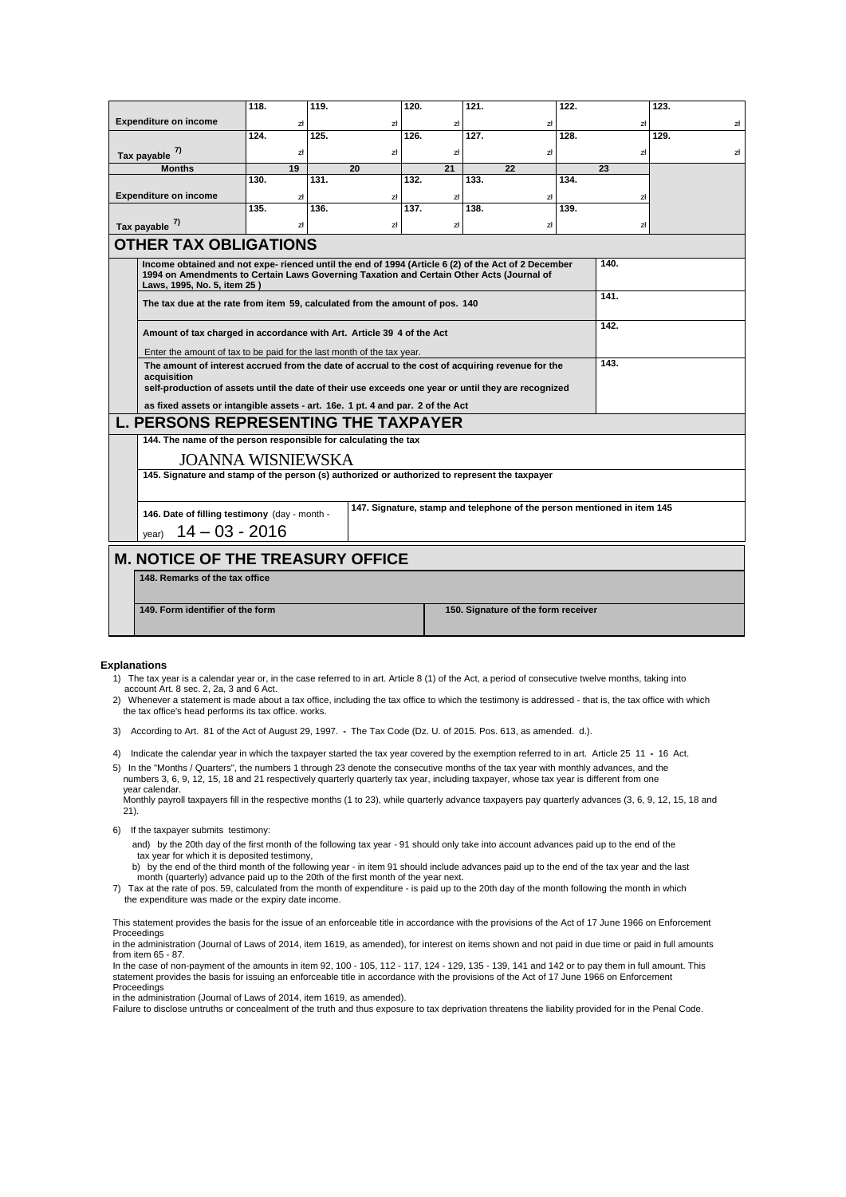| | | | | | | |
|---|---|---|---|---|---|---|
| Expenditure on income | 118. zł | 119. zł | 120. zł | 121. zł | 122. zł | 123. zł |
| Tax payable 7) | 124. zł | 125. zł | 126. zł | 127. zł | 128. zł | 129. zł |
| Months | 19 | 20 | 21 | 22 | 23 | |
| Expenditure on income | 130. zł | 131. zł | 132. zł | 133. zł | 134. zł | |
| Tax payable 7) | 135. zł | 136. zł | 137. zł | 138. zł | 139. zł | |

## OTHER TAX OBLIGATIONS

| | |
|---|---|
| **Income obtained and not expe- rienced until the end of 1994 (Article 6 (2) of the Act of 2 December 1994 on Amendments to Certain Laws Governing Taxation and Certain Other Acts (Journal of Laws, 1995, No. 5, item 25 )** | 140. |
| **The tax due at the rate from item 59, calculated from the amount of pos. 140** | 141. |
| **Amount of tax charged in accordance with Art. Article 39 4 of the Act** Enter the amount of tax to be paid for the last month of the tax year. | 142. |
| **The amount of interest accrued from the date of accrual to the cost of acquiring revenue for the acquisition self-production of assets until the date of their use exceeds one year or until they are recognized as fixed assets or intangible assets - art. 16e. 1 pt. 4 and par. 2 of the Act** | 143. |

## L. PERSONS REPRESENTING THE TAXPAYER

**144. The name of the person responsible for calculating the tax**

JOANNA WISNIEWSKA

**145. Signature and stamp of the person (s) authorized or authorized to represent the taxpayer**

| | |
|---|---|
| **146. Date of filling testimony** (day - month - year) 14 – 03 - 2016 | **147. Signature, stamp and telephone of the person mentioned in item 145** |

## M. NOTICE OF THE TREASURY OFFICE

**148. Remarks of the tax office**

| | |
|---|---|
| **149. Form identifier of the form** | **150. Signature of the form receiver** |

**Explanations**

1) The tax year is a calendar year or, in the case referred to in art. Article 8 (1) of the Act, a period of consecutive twelve months, taking into account Art. 8 sec. 2, 2a, 3 and 6 Act.
2) Whenever a statement is made about a tax office, including the tax office to which the testimony is addressed - that is, the tax office with which the tax office's head performs its tax office. works.
3) According to Art. 81 of the Act of August 29, 1997. - The Tax Code (Dz. U. of 2015. Pos. 613, as amended. d.).
4) Indicate the calendar year in which the taxpayer started the tax year covered by the exemption referred to in art. Article 25 11 - 16 Act.
5) In the "Months / Quarters", the numbers 1 through 23 denote the consecutive months of the tax year with monthly advances, and the numbers 3, 6, 9, 12, 15, 18 and 21 respectively quarterly quarterly tax year, including taxpayer, whose tax year is different from one year calendar.
   Monthly payroll taxpayers fill in the respective months (1 to 23), while quarterly advance taxpayers pay quarterly advances (3, 6, 9, 12, 15, 18 and 21).
6) If the taxpayer submits testimony:
   and) by the 20th day of the first month of the following tax year - 91 should only take into account advances paid up to the end of the tax year for which it is deposited testimony,
   b) by the end of the third month of the following year - in item 91 should include advances paid up to the end of the tax year and the last month (quarterly) advance paid up to the 20th of the first month of the year next.
7) Tax at the rate of pos. 59, calculated from the month of expenditure - is paid up to the 20th day of the month following the month in which the expenditure was made or the expiry date income.

This statement provides the basis for the issue of an enforceable title in accordance with the provisions of the Act of 17 June 1966 on Enforcement Proceedings
in the administration (Journal of Laws of 2014, item 1619, as amended), for interest on items shown and not paid in due time or paid in full amounts from item 65 - 87.
In the case of non-payment of the amounts in item 92, 100 - 105, 112 - 117, 124 - 129, 135 - 139, 141 and 142 or to pay them in full amount. This statement provides the basis for issuing an enforceable title in accordance with the provisions of the Act of 17 June 1966 on Enforcement Proceedings
in the administration (Journal of Laws of 2014, item 1619, as amended).
Failure to disclose untruths or concealment of the truth and thus exposure to tax deprivation threatens the liability provided for in the Penal Code.